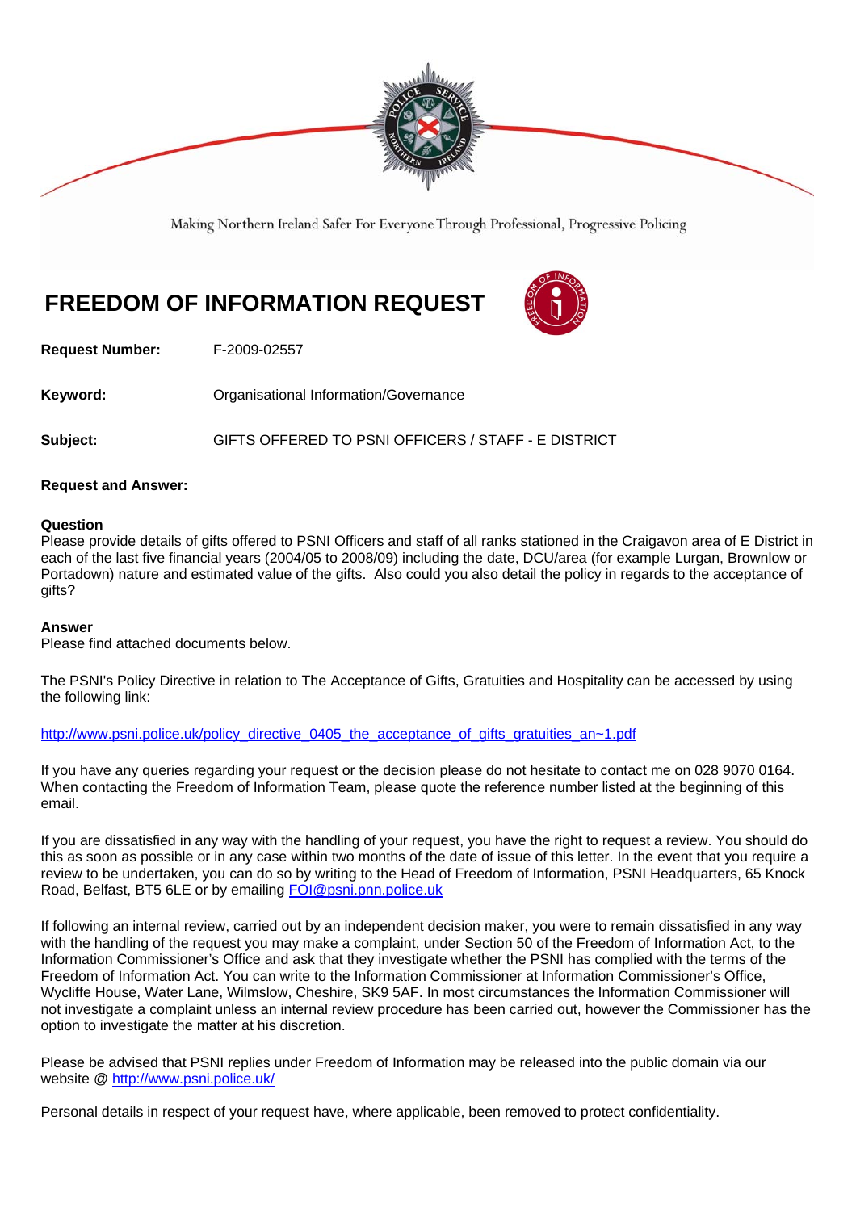Making Northern Ireland Safer For Everyone Through Professional, Progressive Policing

# FREEDOM OF INFORMATION REQUEST

**Request Number:** F-2009-02557

**Keyword:** Organisational Information/Governance

**Subject:** GIFTS OFFERED TO PSNI OFFICERS / STAFF - E DISTRICT

**Request and Answer:**

**Question**
Please provide details of gifts offered to PSNI Officers and staff of all ranks stationed in the Craigavon area of E District in each of the last five financial years (2004/05 to 2008/09) including the date, DCU/area (for example Lurgan, Brownlow or Portadown) nature and estimated value of the gifts. Also could you also detail the policy in regards to the acceptance of gifts?

**Answer**
Please find attached documents below.

The PSNI's Policy Directive in relation to The Acceptance of Gifts, Gratuities and Hospitality can be accessed by using the following link:

http://www.psni.police.uk/policy_directive_0405_the_acceptance_of_gifts_gratuities_an~1.pdf

If you have any queries regarding your request or the decision please do not hesitate to contact me on 028 9070 0164. When contacting the Freedom of Information Team, please quote the reference number listed at the beginning of this email.

If you are dissatisfied in any way with the handling of your request, you have the right to request a review. You should do this as soon as possible or in any case within two months of the date of issue of this letter. In the event that you require a review to be undertaken, you can do so by writing to the Head of Freedom of Information, PSNI Headquarters, 65 Knock Road, Belfast, BT5 6LE or by emailing FOI@psni.pnn.police.uk

If following an internal review, carried out by an independent decision maker, you were to remain dissatisfied in any way with the handling of the request you may make a complaint, under Section 50 of the Freedom of Information Act, to the Information Commissioner's Office and ask that they investigate whether the PSNI has complied with the terms of the Freedom of Information Act. You can write to the Information Commissioner at Information Commissioner's Office, Wycliffe House, Water Lane, Wilmslow, Cheshire, SK9 5AF. In most circumstances the Information Commissioner will not investigate a complaint unless an internal review procedure has been carried out, however the Commissioner has the option to investigate the matter at his discretion.

Please be advised that PSNI replies under Freedom of Information may be released into the public domain via our website @ http://www.psni.police.uk/

Personal details in respect of your request have, where applicable, been removed to protect confidentiality.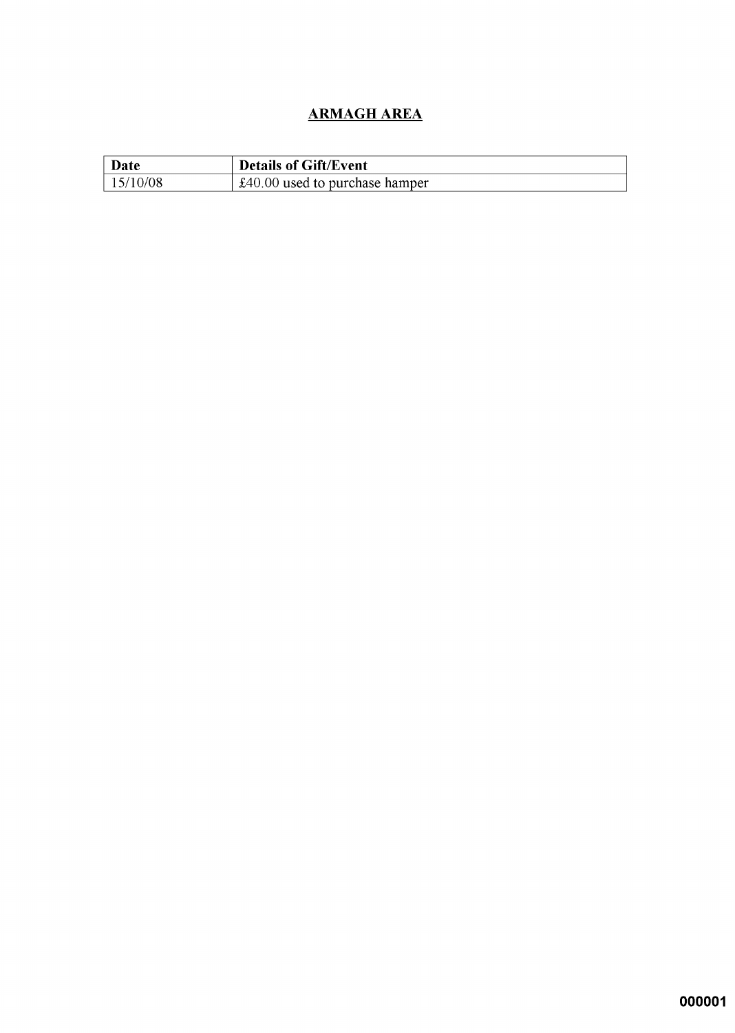## ARMAGH AREA

| Date | Details of Gift/Event |
| --- | --- |
| 15/10/08 | £40.00 used to purchase hamper |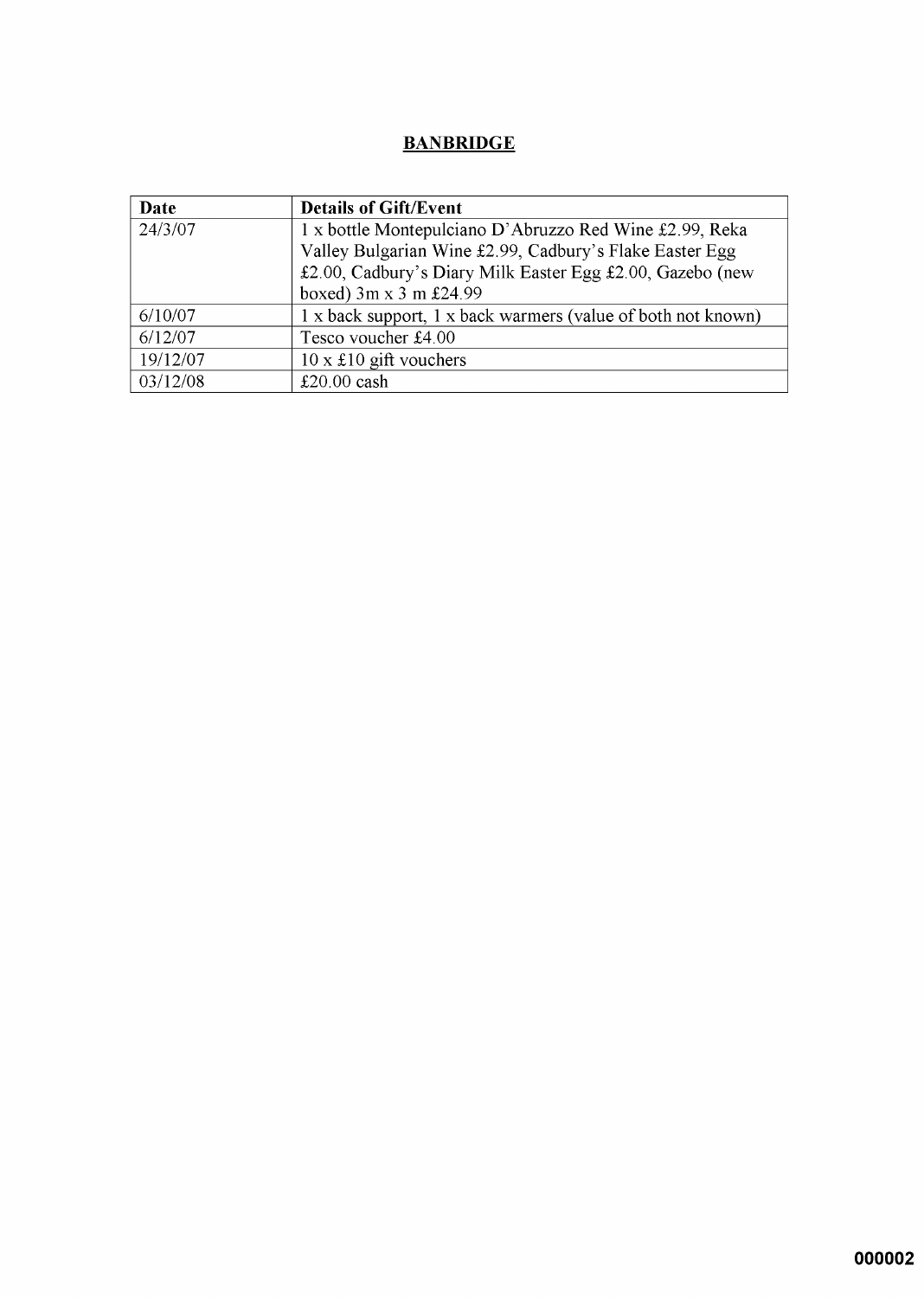**BANBRIDGE**

| Date | Details of Gift/Event |
|---|---|
| 24/3/07 | 1 x bottle Montepulciano D'Abruzzo Red Wine £2.99, Reka Valley Bulgarian Wine £2.99, Cadbury's Flake Easter Egg £2.00, Cadbury's Diary Milk Easter Egg £2.00, Gazebo (new boxed) 3m x 3 m £24.99 |
| 6/10/07 | 1 x back support, 1 x back warmers (value of both not known) |
| 6/12/07 | Tesco voucher £4.00 |
| 19/12/07 | 10 x £10 gift vouchers |
| 03/12/08 | £20.00 cash |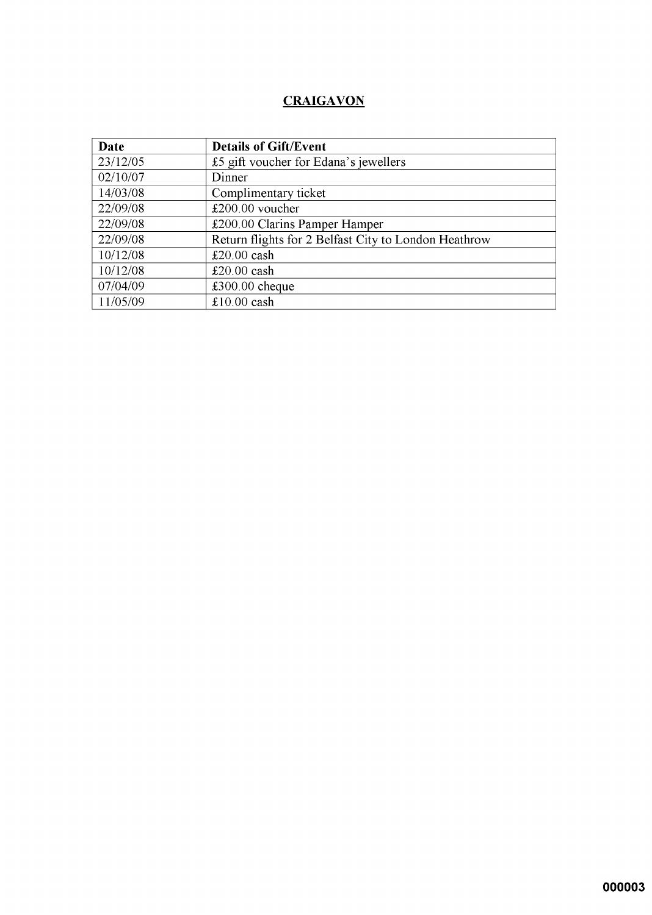# CRAIGAVON

| Date | Details of Gift/Event |
|---|---|
| 23/12/05 | £5 gift voucher for Edana's jewellers |
| 02/10/07 | Dinner |
| 14/03/08 | Complimentary ticket |
| 22/09/08 | £200.00 voucher |
| 22/09/08 | £200.00 Clarins Pamper Hamper |
| 22/09/08 | Return flights for 2 Belfast City to London Heathrow |
| 10/12/08 | £20.00 cash |
| 10/12/08 | £20.00 cash |
| 07/04/09 | £300.00 cheque |
| 11/05/09 | £10.00 cash |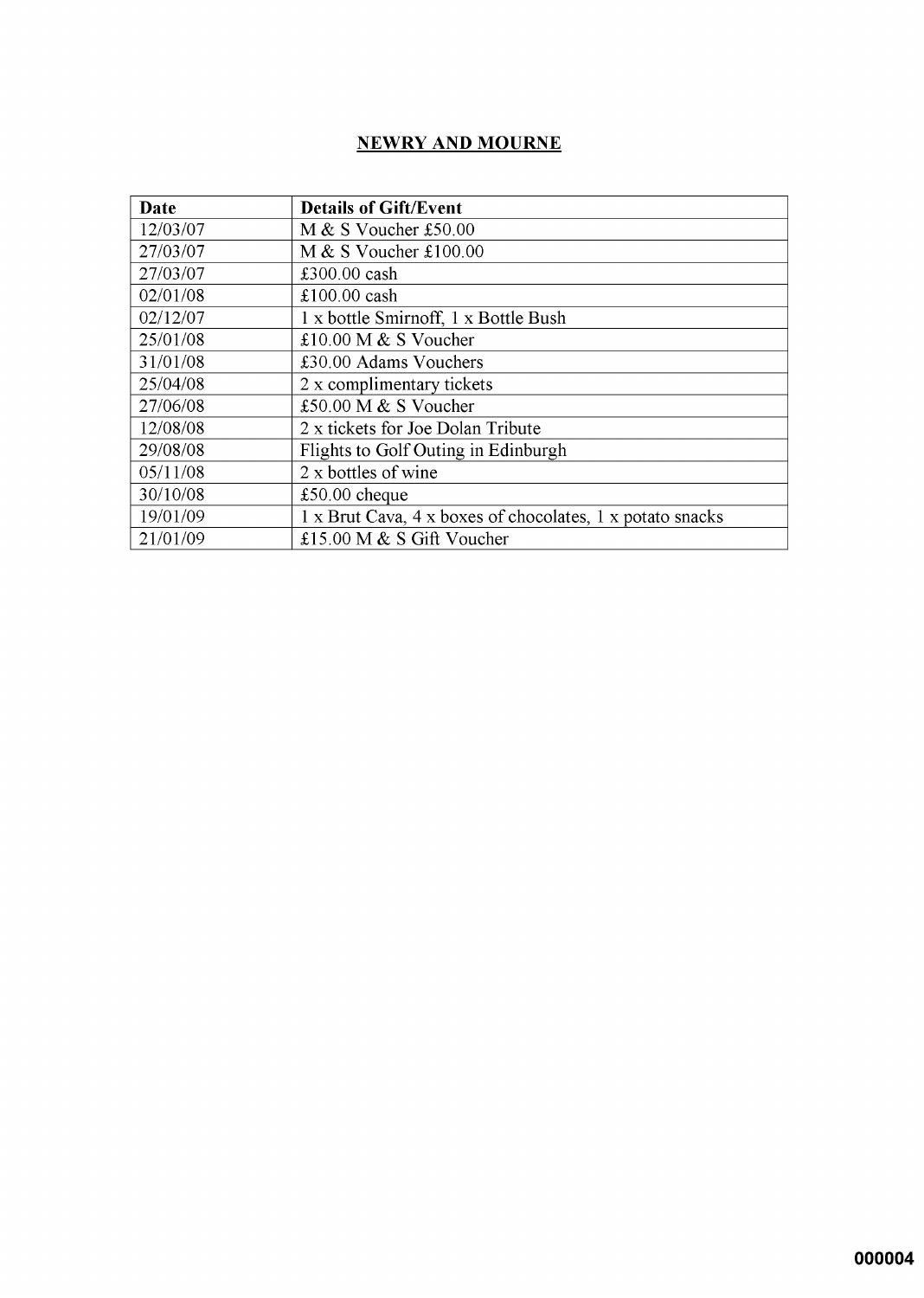## NEWRY AND MOURNE

| Date | Details of Gift/Event |
|---|---|
| 12/03/07 | M & S Voucher £50.00 |
| 27/03/07 | M & S Voucher £100.00 |
| 27/03/07 | £300.00 cash |
| 02/01/08 | £100.00 cash |
| 02/12/07 | 1 x bottle Smirnoff, 1 x Bottle Bush |
| 25/01/08 | £10.00 M & S Voucher |
| 31/01/08 | £30.00 Adams Vouchers |
| 25/04/08 | 2 x complimentary tickets |
| 27/06/08 | £50.00 M & S Voucher |
| 12/08/08 | 2 x tickets for Joe Dolan Tribute |
| 29/08/08 | Flights to Golf Outing in Edinburgh |
| 05/11/08 | 2 x bottles of wine |
| 30/10/08 | £50.00 cheque |
| 19/01/09 | 1 x Brut Cava, 4 x boxes of chocolates, 1 x potato snacks |
| 21/01/09 | £15.00 M & S Gift Voucher |

000004